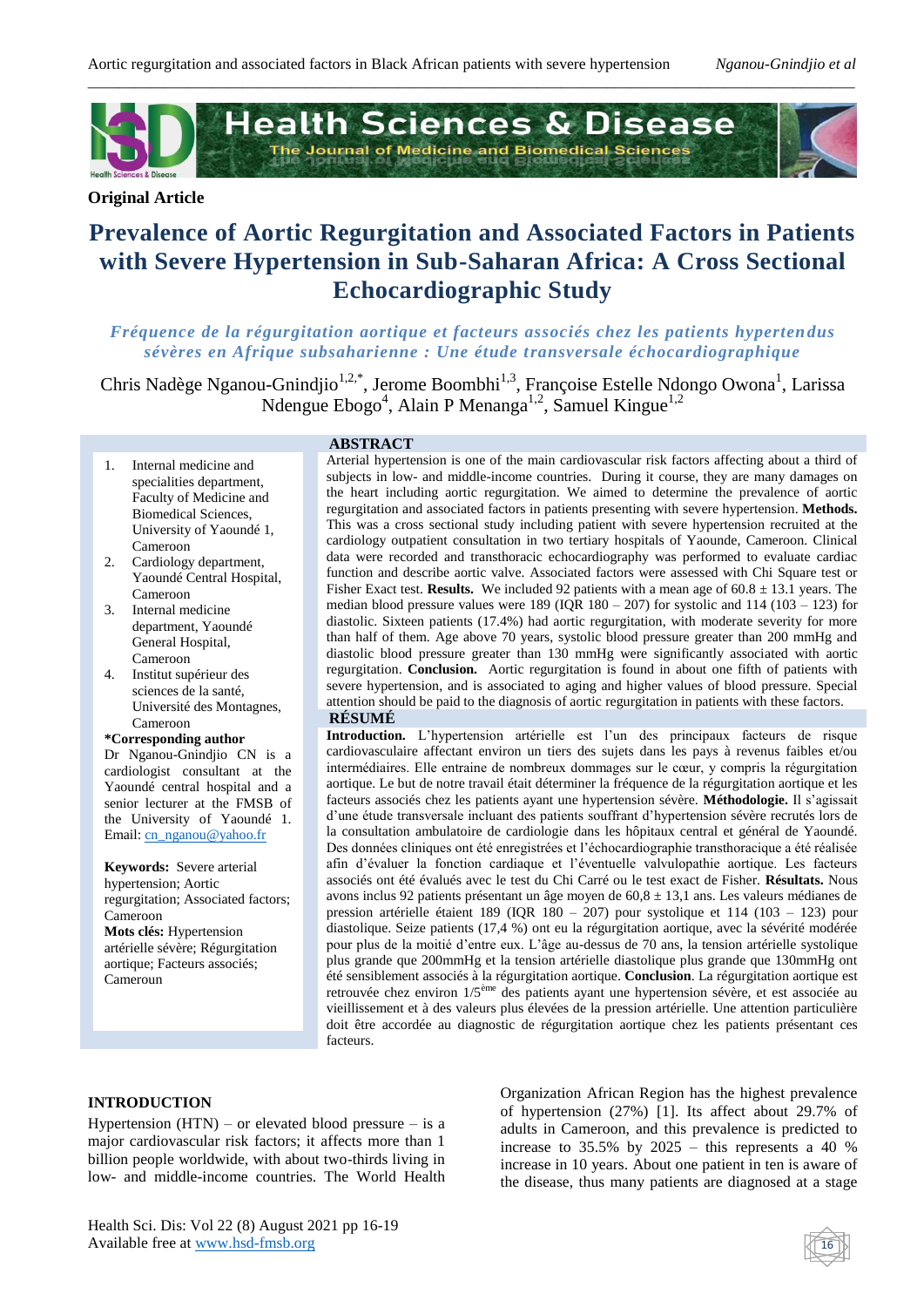**Original Article**

# Prevalence of Aortic Regurgitation and Associated Factors in Patients with Severe Hypertension in Sub-Saharan Africa: A Cross Sectional Echocardiographic Study

*Fréquence de la régurgitation aortique et facteurs associés chez les patients hypertendus sévères en Afrique subsaharienne : Une étude transversale échocardiographique*

Chris Nadège Nganou-Gnindjio[1,2,*], Jerome Boombhi[1,3], Françoise Estelle Ndongo Owona[1], Larissa Ndengue Ebogo[4], Alain P Menanga[1,2], Samuel Kingue[1,2]

1. Internal medicine and specialities department, Faculty of Medicine and Biomedical Sciences, University of Yaoundé 1, Cameroon
2. Cardiology department, Yaoundé Central Hospital, Cameroon
3. Internal medicine department, Yaoundé General Hospital, Cameroon
4. Institut supérieur des sciences de la santé, Université des Montagnes, Cameroon

**\*Corresponding author**
Dr Nganou-Gnindjio CN is a cardiologist consultant at the Yaoundé central hospital and a senior lecturer at the FMSB of the University of Yaoundé 1.
Email: cn_nganou@yahoo.fr

**Keywords:** Severe arterial hypertension; Aortic regurgitation; Associated factors; Cameroon

**Mots clés:** Hypertension artérielle sévère; Régurgitation aortique; Facteurs associés; Cameroun

## ABSTRACT

Arterial hypertension is one of the main cardiovascular risk factors affecting about a third of subjects in low- and middle-income countries. During it course, they are many damages on the heart including aortic regurgitation. We aimed to determine the prevalence of aortic regurgitation and associated factors in patients presenting with severe hypertension. **Methods.** This was a cross sectional study including patient with severe hypertension recruited at the cardiology outpatient consultation in two tertiary hospitals of Yaounde, Cameroon. Clinical data were recorded and transthoracic echocardiography was performed to evaluate cardiac function and describe aortic valve. Associated factors were assessed with Chi Square test or Fisher Exact test. **Results.** We included 92 patients with a mean age of 60.8 ± 13.1 years. The median blood pressure values were 189 (IQR 180 – 207) for systolic and 114 (103 – 123) for diastolic. Sixteen patients (17.4%) had aortic regurgitation, with moderate severity for more than half of them. Age above 70 years, systolic blood pressure greater than 200 mmHg and diastolic blood pressure greater than 130 mmHg were significantly associated with aortic regurgitation. **Conclusion.** Aortic regurgitation is found in about one fifth of patients with severe hypertension, and is associated to aging and higher values of blood pressure. Special attention should be paid to the diagnosis of aortic regurgitation in patients with these factors.

## RÉSUMÉ

**Introduction.** L'hypertension artérielle est l'un des principaux facteurs de risque cardiovasculaire affectant environ un tiers des sujets dans les pays à revenus faibles et/ou intermédiaires. Elle entraine de nombreux dommages sur le cœur, y compris la régurgitation aortique. Le but de notre travail était déterminer la fréquence de la régurgitation aortique et les facteurs associés chez les patients ayant une hypertension sévère. **Méthodologie.** Il s'agissait d'une étude transversale incluant des patients souffrant d'hypertension sévère recrutés lors de la consultation ambulatoire de cardiologie dans les hôpitaux central et général de Yaoundé. Des données cliniques ont été enregistrées et l'échocardiographie transthoracique a été réalisée afin d'évaluer la fonction cardiaque et l'éventuelle valvulopathie aortique. Les facteurs associés ont été évalués avec le test du Chi Carré ou le test exact de Fisher. **Résultats.** Nous avons inclus 92 patients présentant un âge moyen de 60,8 ± 13,1 ans. Les valeurs médianes de pression artérielle étaient 189 (IQR 180 – 207) pour systolique et 114 (103 – 123) pour diastolique. Seize patients (17,4 %) ont eu la régurgitation aortique, avec la sévérité modérée pour plus de la moitié d'entre eux. L'âge au-dessus de 70 ans, la tension artérielle systolique plus grande que 200mmHg et la tension artérielle diastolique plus grande que 130mmHg ont été sensiblement associés à la régurgitation aortique. **Conclusion**. La régurgitation aortique est retrouvée chez environ 1/5ème des patients ayant une hypertension sévère, et est associée au vieillissement et à des valeurs plus élevées de la pression artérielle. Une attention particulière doit être accordée au diagnostic de régurgitation aortique chez les patients présentant ces facteurs.

## INTRODUCTION

Hypertension (HTN) – or elevated blood pressure – is a major cardiovascular risk factors; it affects more than 1 billion people worldwide, with about two-thirds living in low- and middle-income countries. The World Health Organization African Region has the highest prevalence of hypertension (27%) [1]. Its affect about 29.7% of adults in Cameroon, and this prevalence is predicted to increase to 35.5% by 2025 – this represents a 40 % increase in 10 years. About one patient in ten is aware of the disease, thus many patients are diagnosed at a stage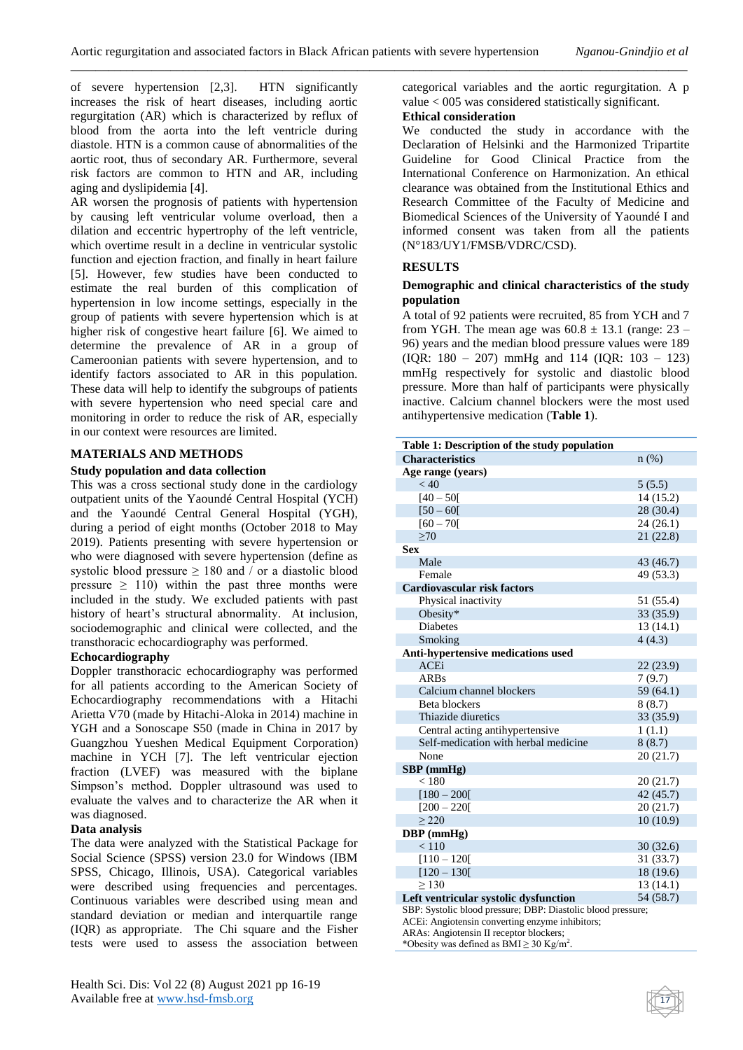of severe hypertension [2,3]. HTN significantly increases the risk of heart diseases, including aortic regurgitation (AR) which is characterized by reflux of blood from the aorta into the left ventricle during diastole. HTN is a common cause of abnormalities of the aortic root, thus of secondary AR. Furthermore, several risk factors are common to HTN and AR, including aging and dyslipidemia [4].

AR worsen the prognosis of patients with hypertension by causing left ventricular volume overload, then a dilation and eccentric hypertrophy of the left ventricle, which overtime result in a decline in ventricular systolic function and ejection fraction, and finally in heart failure [5]. However, few studies have been conducted to estimate the real burden of this complication of hypertension in low income settings, especially in the group of patients with severe hypertension which is at higher risk of congestive heart failure [6]. We aimed to determine the prevalence of AR in a group of Cameroonian patients with severe hypertension, and to identify factors associated to AR in this population. These data will help to identify the subgroups of patients with severe hypertension who need special care and monitoring in order to reduce the risk of AR, especially in our context were resources are limited.

## MATERIALS AND METHODS

### Study population and data collection

This was a cross sectional study done in the cardiology outpatient units of the Yaoundé Central Hospital (YCH) and the Yaoundé Central General Hospital (YGH), during a period of eight months (October 2018 to May 2019). Patients presenting with severe hypertension or who were diagnosed with severe hypertension (define as systolic blood pressure ≥ 180 and / or a diastolic blood pressure ≥ 110) within the past three months were included in the study. We excluded patients with past history of heart's structural abnormality. At inclusion, sociodemographic and clinical were collected, and the transthoracic echocardiography was performed.

### Echocardiography

Doppler transthoracic echocardiography was performed for all patients according to the American Society of Echocardiography recommendations with a Hitachi Arietta V70 (made by Hitachi-Aloka in 2014) machine in YGH and a Sonoscape S50 (made in China in 2017 by Guangzhou Yueshen Medical Equipment Corporation) machine in YCH [7]. The left ventricular ejection fraction (LVEF) was measured with the biplane Simpson's method. Doppler ultrasound was used to evaluate the valves and to characterize the AR when it was diagnosed.

### Data analysis

The data were analyzed with the Statistical Package for Social Science (SPSS) version 23.0 for Windows (IBM SPSS, Chicago, Illinois, USA). Categorical variables were described using frequencies and percentages. Continuous variables were described using mean and standard deviation or median and interquartile range (IQR) as appropriate. The Chi square and the Fisher tests were used to assess the association between categorical variables and the aortic regurgitation. A p value < 005 was considered statistically significant.

### Ethical consideration

We conducted the study in accordance with the Declaration of Helsinki and the Harmonized Tripartite Guideline for Good Clinical Practice from the International Conference on Harmonization. An ethical clearance was obtained from the Institutional Ethics and Research Committee of the Faculty of Medicine and Biomedical Sciences of the University of Yaoundé I and informed consent was taken from all the patients (N°183/UY1/FMSB/VDRC/CSD).

## RESULTS

### Demographic and clinical characteristics of the study population

A total of 92 patients were recruited, 85 from YCH and 7 from YGH. The mean age was 60.8 ± 13.1 (range: 23 – 96) years and the median blood pressure values were 189 (IQR: 180 – 207) mmHg and 114 (IQR: 103 – 123) mmHg respectively for systolic and diastolic blood pressure. More than half of participants were physically inactive. Calcium channel blockers were the most used antihypertensive medication (**Table 1**).

**Table 1: Description of the study population**

| Characteristics | n (%) |
|---|---|
| **Age range (years)** | |
| < 40 | 5 (5.5) |
| [40 – 50[ | 14 (15.2) |
| [50 – 60[ | 28 (30.4) |
| [60 – 70[ | 24 (26.1) |
| ≥70 | 21 (22.8) |
| **Sex** | |
| Male | 43 (46.7) |
| Female | 49 (53.3) |
| **Cardiovascular risk factors** | |
| Physical inactivity | 51 (55.4) |
| Obesity* | 33 (35.9) |
| Diabetes | 13 (14.1) |
| Smoking | 4 (4.3) |
| **Anti-hypertensive medications used** | |
| ACEi | 22 (23.9) |
| ARBs | 7 (9.7) |
| Calcium channel blockers | 59 (64.1) |
| Beta blockers | 8 (8.7) |
| Thiazide diuretics | 33 (35.9) |
| Central acting antihypertensive | 1 (1.1) |
| Self-medication with herbal medicine | 8 (8.7) |
| None | 20 (21.7) |
| **SBP (mmHg)** | |
| < 180 | 20 (21.7) |
| [180 – 200[ | 42 (45.7) |
| [200 – 220[ | 20 (21.7) |
| ≥ 220 | 10 (10.9) |
| **DBP (mmHg)** | |
| < 110 | 30 (32.6) |
| [110 – 120[ | 31 (33.7) |
| [120 – 130[ | 18 (19.6) |
| ≥ 130 | 13 (14.1) |
| **Left ventricular systolic dysfunction** | 54 (58.7) |

SBP: Systolic blood pressure; DBP: Diastolic blood pressure;
ACEi: Angiotensin converting enzyme inhibitors;
ARAs: Angiotensin II receptor blockers;
*Obesity was defined as BMI ≥ 30 $Kg/m^2$.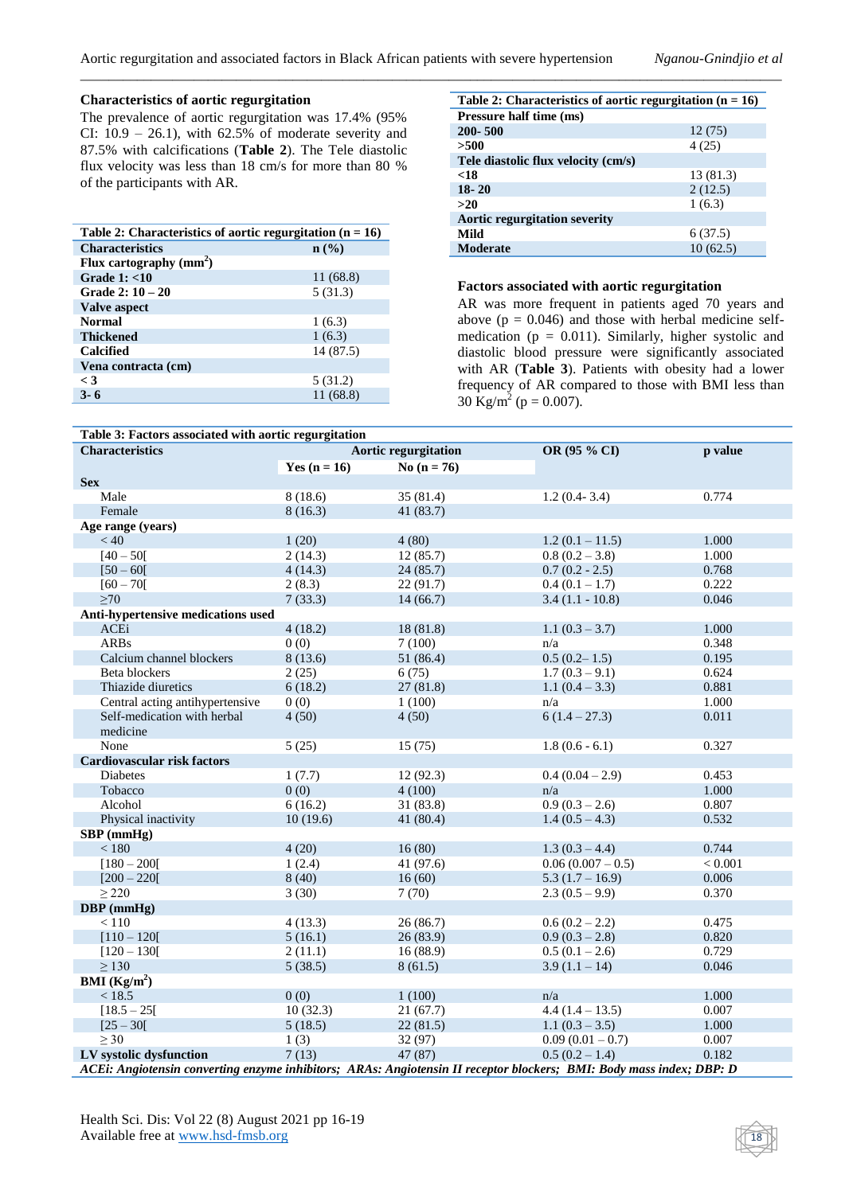### Characteristics of aortic regurgitation

The prevalence of aortic regurgitation was 17.4% (95% CI: 10.9 – 26.1), with 62.5% of moderate severity and 87.5% with calcifications (**Table 2**). The Tele diastolic flux velocity was less than 18 cm/s for more than 80 % of the participants with AR.

**Table 2: Characteristics of aortic regurgitation (n = 16)**

| Characteristics | n (%) |
|---|---|
| **Flux cartography (mm$^2$)** | |
| **Grade 1: <10** | 11 (68.8) |
| **Grade 2: 10 – 20** | 5 (31.3) |
| **Valve aspect** | |
| **Normal** | 1 (6.3) |
| **Thickened** | 1 (6.3) |
| **Calcified** | 14 (87.5) |
| **Vena contracta (cm)** | |
| **< 3** | 5 (31.2) |
| **3- 6** | 11 (68.8) |
| **Pressure half time (ms)** | |
| **200- 500** | 12 (75) |
| **>500** | 4 (25) |
| **Tele diastolic flux velocity (cm/s)** | |
| **<18** | 13 (81.3) |
| **18- 20** | 2 (12.5) |
| **>20** | 1 (6.3) |
| **Aortic regurgitation severity** | |
| **Mild** | 6 (37.5) |
| **Moderate** | 10 (62.5) |

### Factors associated with aortic regurgitation

AR was more frequent in patients aged 70 years and above (p = 0.046) and those with herbal medicine self-medication (p = 0.011). Similarly, higher systolic and diastolic blood pressure were significantly associated with AR (**Table 3**). Patients with obesity had a lower frequency of AR compared to those with BMI less than 30 Kg/m$^2$ (p = 0.007).

**Table 3: Factors associated with aortic regurgitation**

| Characteristics | Aortic regurgitation | | OR (95 % CI) | p value |
|---|---|---|---|---|
| | **Yes (n = 16)** | **No (n = 76)** | | |
| **Sex** | | | | |
| Male | 8 (18.6) | 35 (81.4) | 1.2 (0.4- 3.4) | 0.774 |
| Female | 8 (16.3) | 41 (83.7) | | |
| **Age range (years)** | | | | |
| < 40 | 1 (20) | 4 (80) | 1.2 (0.1 – 11.5) | 1.000 |
| [40 – 50[ | 2 (14.3) | 12 (85.7) | 0.8 (0.2 – 3.8) | 1.000 |
| [50 – 60[ | 4 (14.3) | 24 (85.7) | 0.7 (0.2 - 2.5) | 0.768 |
| [60 – 70[ | 2 (8.3) | 22 (91.7) | 0.4 (0.1 – 1.7) | 0.222 |
| ≥70 | 7 (33.3) | 14 (66.7) | 3.4 (1.1 - 10.8) | 0.046 |
| **Anti-hypertensive medications used** | | | | |
| ACEi | 4 (18.2) | 18 (81.8) | 1.1 (0.3 – 3.7) | 1.000 |
| ARBs | 0 (0) | 7 (100) | n/a | 0.348 |
| Calcium channel blockers | 8 (13.6) | 51 (86.4) | 0.5 (0.2– 1.5) | 0.195 |
| Beta blockers | 2 (25) | 6 (75) | 1.7 (0.3 – 9.1) | 0.624 |
| Thiazide diuretics | 6 (18.2) | 27 (81.8) | 1.1 (0.4 – 3.3) | 0.881 |
| Central acting antihypertensive | 0 (0) | 1 (100) | n/a | 1.000 |
| Self-medication with herbal medicine | 4 (50) | 4 (50) | 6 (1.4 – 27.3) | 0.011 |
| None | 5 (25) | 15 (75) | 1.8 (0.6 - 6.1) | 0.327 |
| **Cardiovascular risk factors** | | | | |
| Diabetes | 1 (7.7) | 12 (92.3) | 0.4 (0.04 – 2.9) | 0.453 |
| Tobacco | 0 (0) | 4 (100) | n/a | 1.000 |
| Alcohol | 6 (16.2) | 31 (83.8) | 0.9 (0.3 – 2.6) | 0.807 |
| Physical inactivity | 10 (19.6) | 41 (80.4) | 1.4 (0.5 – 4.3) | 0.532 |
| **SBP (mmHg)** | | | | |
| < 180 | 4 (20) | 16 (80) | 1.3 (0.3 – 4.4) | 0.744 |
| [180 – 200[ | 1 (2.4) | 41 (97.6) | 0.06 (0.007 – 0.5) | < 0.001 |
| [200 – 220[ | 8 (40) | 16 (60) | 5.3 (1.7 – 16.9) | 0.006 |
| ≥ 220 | 3 (30) | 7 (70) | 2.3 (0.5 – 9.9) | 0.370 |
| **DBP (mmHg)** | | | | |
| < 110 | 4 (13.3) | 26 (86.7) | 0.6 (0.2 – 2.2) | 0.475 |
| [110 – 120[ | 5 (16.1) | 26 (83.9) | 0.9 (0.3 – 2.8) | 0.820 |
| [120 – 130[ | 2 (11.1) | 16 (88.9) | 0.5 (0.1 – 2.6) | 0.729 |
| ≥ 130 | 5 (38.5) | 8 (61.5) | 3.9 (1.1 – 14) | 0.046 |
| **BMI (Kg/m$^2$)** | | | | |
| < 18.5 | 0 (0) | 1 (100) | n/a | 1.000 |
| [18.5 – 25[ | 10 (32.3) | 21 (67.7) | 4.4 (1.4 – 13.5) | 0.007 |
| [25 – 30[ | 5 (18.5) | 22 (81.5) | 1.1 (0.3 – 3.5) | 1.000 |
| ≥ 30 | 1 (3) | 32 (97) | 0.09 (0.01 – 0.7) | 0.007 |
| **LV systolic dysfunction** | 7 (13) | 47 (87) | 0.5 (0.2 – 1.4) | 0.182 |

*ACEi: Angiotensin converting enzyme inhibitors; ARAs: Angiotensin II receptor blockers; BMI: Body mass index; DBP: D*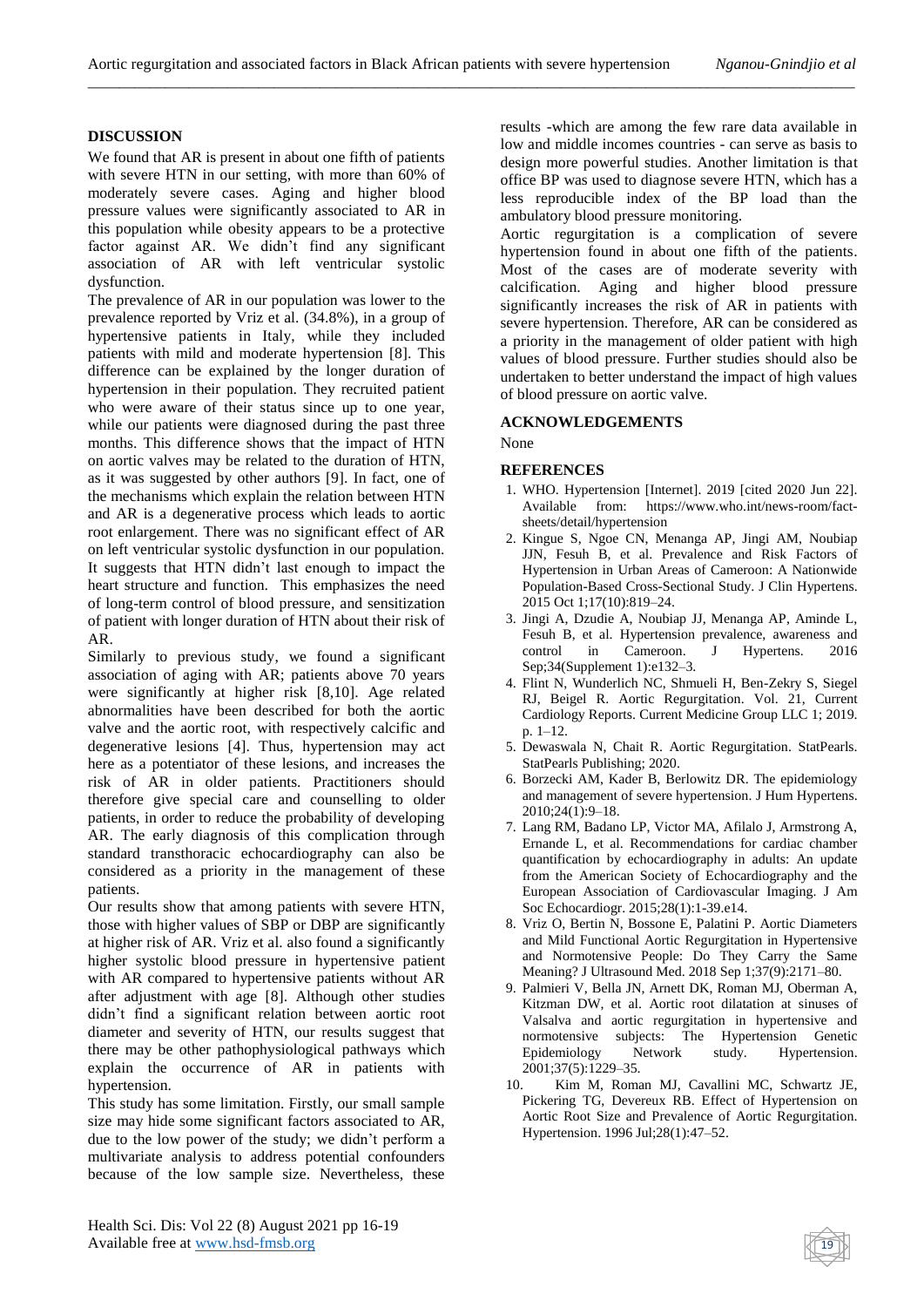## DISCUSSION

We found that AR is present in about one fifth of patients with severe HTN in our setting, with more than 60% of moderately severe cases. Aging and higher blood pressure values were significantly associated to AR in this population while obesity appears to be a protective factor against AR. We didn't find any significant association of AR with left ventricular systolic dysfunction.

The prevalence of AR in our population was lower to the prevalence reported by Vriz et al. (34.8%), in a group of hypertensive patients in Italy, while they included patients with mild and moderate hypertension [8]. This difference can be explained by the longer duration of hypertension in their population. They recruited patient who were aware of their status since up to one year, while our patients were diagnosed during the past three months. This difference shows that the impact of HTN on aortic valves may be related to the duration of HTN, as it was suggested by other authors [9]. In fact, one of the mechanisms which explain the relation between HTN and AR is a degenerative process which leads to aortic root enlargement. There was no significant effect of AR on left ventricular systolic dysfunction in our population. It suggests that HTN didn't last enough to impact the heart structure and function. This emphasizes the need of long-term control of blood pressure, and sensitization of patient with longer duration of HTN about their risk of AR.

Similarly to previous study, we found a significant association of aging with AR; patients above 70 years were significantly at higher risk [8,10]. Age related abnormalities have been described for both the aortic valve and the aortic root, with respectively calcific and degenerative lesions [4]. Thus, hypertension may act here as a potentiator of these lesions, and increases the risk of AR in older patients. Practitioners should therefore give special care and counselling to older patients, in order to reduce the probability of developing AR. The early diagnosis of this complication through standard transthoracic echocardiography can also be considered as a priority in the management of these patients.

Our results show that among patients with severe HTN, those with higher values of SBP or DBP are significantly at higher risk of AR. Vriz et al. also found a significantly higher systolic blood pressure in hypertensive patient with AR compared to hypertensive patients without AR after adjustment with age [8]. Although other studies didn't find a significant relation between aortic root diameter and severity of HTN, our results suggest that there may be other pathophysiological pathways which explain the occurrence of AR in patients with hypertension.

This study has some limitation. Firstly, our small sample size may hide some significant factors associated to AR, due to the low power of the study; we didn't perform a multivariate analysis to address potential confounders because of the low sample size. Nevertheless, these results -which are among the few rare data available in low and middle incomes countries - can serve as basis to design more powerful studies. Another limitation is that office BP was used to diagnose severe HTN, which has a less reproducible index of the BP load than the ambulatory blood pressure monitoring.

Aortic regurgitation is a complication of severe hypertension found in about one fifth of the patients. Most of the cases are of moderate severity with calcification. Aging and higher blood pressure significantly increases the risk of AR in patients with severe hypertension. Therefore, AR can be considered as a priority in the management of older patient with high values of blood pressure. Further studies should also be undertaken to better understand the impact of high values of blood pressure on aortic valve.

## ACKNOWLEDGEMENTS

None

## REFERENCES

1. WHO. Hypertension [Internet]. 2019 [cited 2020 Jun 22]. Available from: https://www.who.int/news-room/fact-sheets/detail/hypertension
2. Kingue S, Ngoe CN, Menanga AP, Jingi AM, Noubiap JJN, Fesuh B, et al. Prevalence and Risk Factors of Hypertension in Urban Areas of Cameroon: A Nationwide Population-Based Cross-Sectional Study. J Clin Hypertens. 2015 Oct 1;17(10):819–24.
3. Jingi A, Dzudie A, Noubiap JJ, Menanga AP, Aminde L, Fesuh B, et al. Hypertension prevalence, awareness and control in Cameroon. J Hypertens. 2016 Sep;34(Supplement 1):e132–3.
4. Flint N, Wunderlich NC, Shmueli H, Ben-Zekry S, Siegel RJ, Beigel R. Aortic Regurgitation. Vol. 21, Current Cardiology Reports. Current Medicine Group LLC 1; 2019. p. 1–12.
5. Dewaswala N, Chait R. Aortic Regurgitation. StatPearls. StatPearls Publishing; 2020.
6. Borzecki AM, Kader B, Berlowitz DR. The epidemiology and management of severe hypertension. J Hum Hypertens. 2010;24(1):9–18.
7. Lang RM, Badano LP, Victor MA, Afilalo J, Armstrong A, Ernande L, et al. Recommendations for cardiac chamber quantification by echocardiography in adults: An update from the American Society of Echocardiography and the European Association of Cardiovascular Imaging. J Am Soc Echocardiogr. 2015;28(1):1-39.e14.
8. Vriz O, Bertin N, Bossone E, Palatini P. Aortic Diameters and Mild Functional Aortic Regurgitation in Hypertensive and Normotensive People: Do They Carry the Same Meaning? J Ultrasound Med. 2018 Sep 1;37(9):2171–80.
9. Palmieri V, Bella JN, Arnett DK, Roman MJ, Oberman A, Kitzman DW, et al. Aortic root dilatation at sinuses of Valsalva and aortic regurgitation in hypertensive and normotensive subjects: The Hypertension Genetic Epidemiology Network study. Hypertension. 2001;37(5):1229–35.
10. Kim M, Roman MJ, Cavallini MC, Schwartz JE, Pickering TG, Devereux RB. Effect of Hypertension on Aortic Root Size and Prevalence of Aortic Regurgitation. Hypertension. 1996 Jul;28(1):47–52.